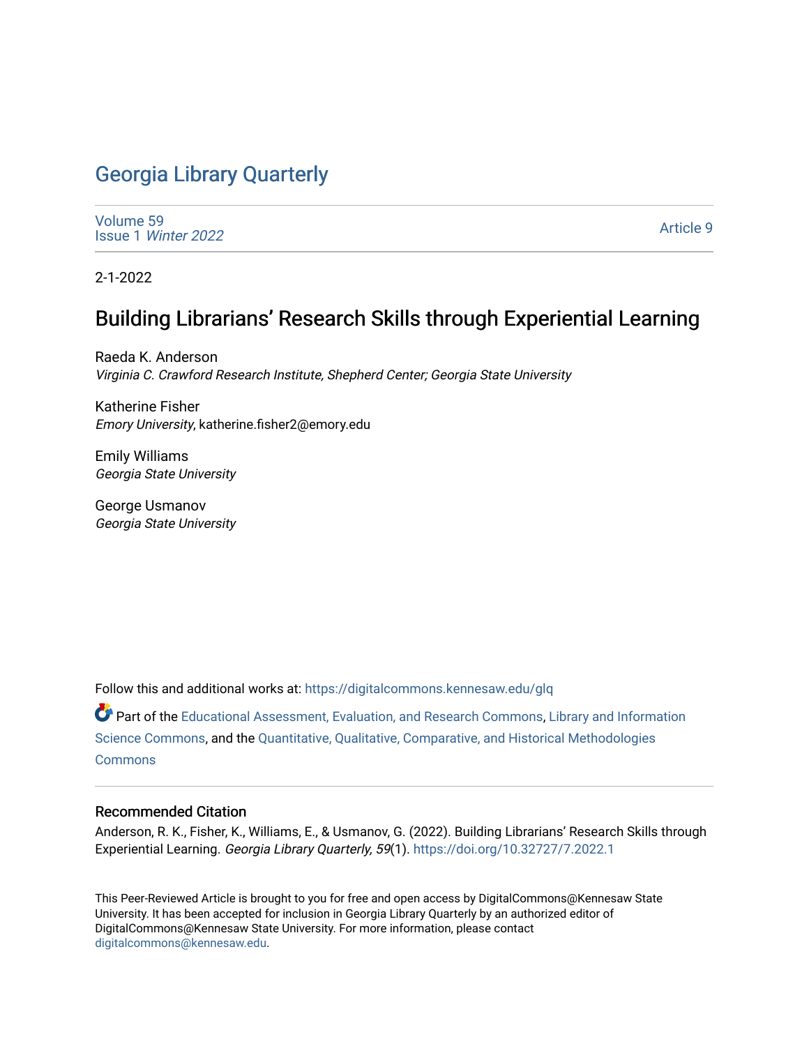# Georgia Library Quarterly

Volume 59
Issue 1 *Winter 2022*

Article 9

2-1-2022

## Building Librarians' Research Skills through Experiential Learning

Raeda K. Anderson
*Virginia C. Crawford Research Institute, Shepherd Center; Georgia State University*

Katherine Fisher
*Emory University*, katherine.fisher2@emory.edu

Emily Williams
*Georgia State University*

George Usmanov
*Georgia State University*

Follow this and additional works at: https://digitalcommons.kennesaw.edu/glq

Part of the Educational Assessment, Evaluation, and Research Commons, Library and Information Science Commons, and the Quantitative, Qualitative, Comparative, and Historical Methodologies Commons

### Recommended Citation

Anderson, R. K., Fisher, K., Williams, E., & Usmanov, G. (2022). Building Librarians' Research Skills through Experiential Learning. *Georgia Library Quarterly, 59*(1). https://doi.org/10.32727/7.2022.1

This Peer-Reviewed Article is brought to you for free and open access by DigitalCommons@Kennesaw State University. It has been accepted for inclusion in Georgia Library Quarterly by an authorized editor of DigitalCommons@Kennesaw State University. For more information, please contact digitalcommons@kennesaw.edu.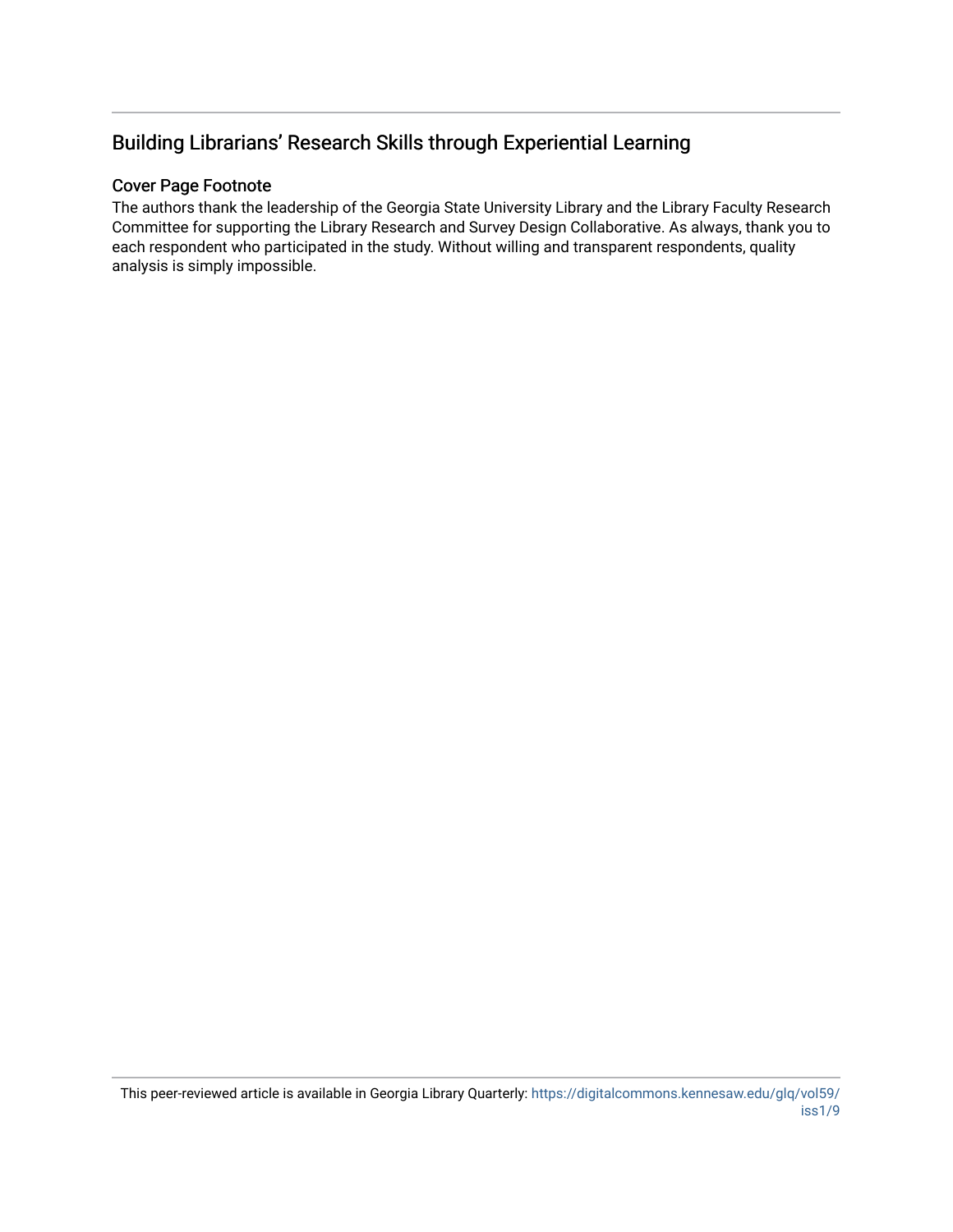## Building Librarians' Research Skills through Experiential Learning

### Cover Page Footnote

The authors thank the leadership of the Georgia State University Library and the Library Faculty Research Committee for supporting the Library Research and Survey Design Collaborative. As always, thank you to each respondent who participated in the study. Without willing and transparent respondents, quality analysis is simply impossible.

This peer-reviewed article is available in Georgia Library Quarterly: https://digitalcommons.kennesaw.edu/glq/vol59/iss1/9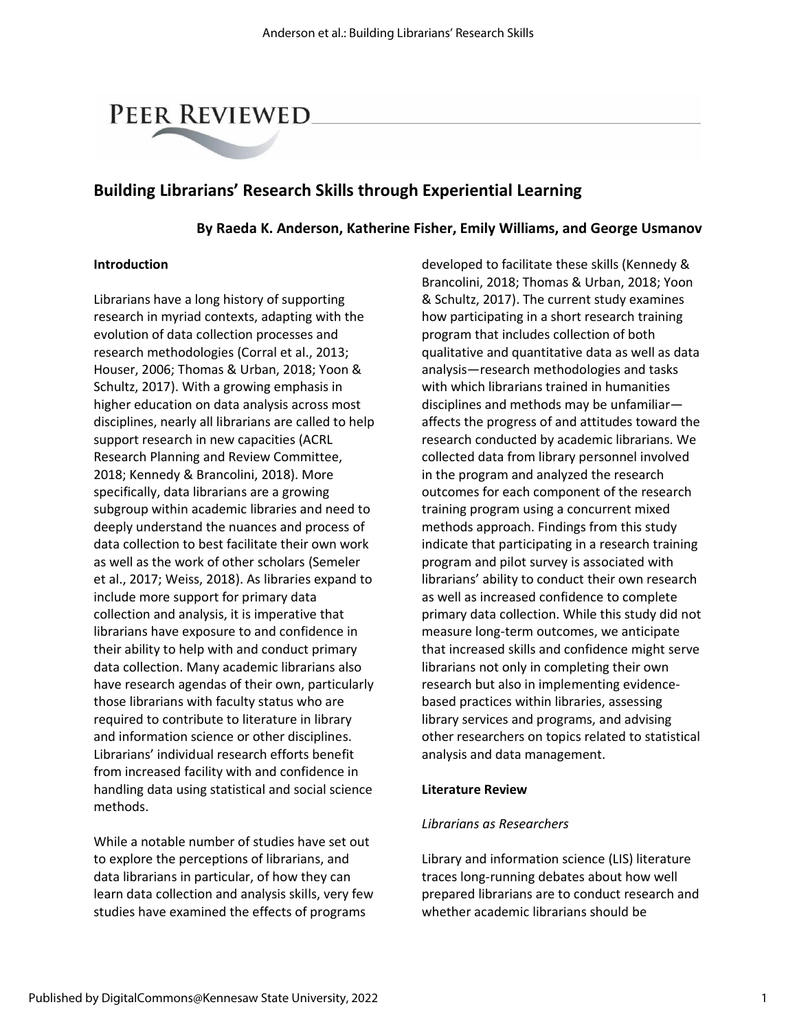PEER REVIEWED

# Building Librarians' Research Skills through Experiential Learning

**By Raeda K. Anderson, Katherine Fisher, Emily Williams, and George Usmanov**

## Introduction

Librarians have a long history of supporting research in myriad contexts, adapting with the evolution of data collection processes and research methodologies (Corral et al., 2013; Houser, 2006; Thomas & Urban, 2018; Yoon & Schultz, 2017). With a growing emphasis in higher education on data analysis across most disciplines, nearly all librarians are called to help support research in new capacities (ACRL Research Planning and Review Committee, 2018; Kennedy & Brancolini, 2018). More specifically, data librarians are a growing subgroup within academic libraries and need to deeply understand the nuances and process of data collection to best facilitate their own work as well as the work of other scholars (Semeler et al., 2017; Weiss, 2018). As libraries expand to include more support for primary data collection and analysis, it is imperative that librarians have exposure to and confidence in their ability to help with and conduct primary data collection. Many academic librarians also have research agendas of their own, particularly those librarians with faculty status who are required to contribute to literature in library and information science or other disciplines. Librarians' individual research efforts benefit from increased facility with and confidence in handling data using statistical and social science methods.

While a notable number of studies have set out to explore the perceptions of librarians, and data librarians in particular, of how they can learn data collection and analysis skills, very few studies have examined the effects of programs developed to facilitate these skills (Kennedy & Brancolini, 2018; Thomas & Urban, 2018; Yoon & Schultz, 2017). The current study examines how participating in a short research training program that includes collection of both qualitative and quantitative data as well as data analysis—research methodologies and tasks with which librarians trained in humanities disciplines and methods may be unfamiliar—affects the progress of and attitudes toward the research conducted by academic librarians. We collected data from library personnel involved in the program and analyzed the research outcomes for each component of the research training program using a concurrent mixed methods approach. Findings from this study indicate that participating in a research training program and pilot survey is associated with librarians' ability to conduct their own research as well as increased confidence to complete primary data collection. While this study did not measure long-term outcomes, we anticipate that increased skills and confidence might serve librarians not only in completing their own research but also in implementing evidence-based practices within libraries, assessing library services and programs, and advising other researchers on topics related to statistical analysis and data management.

## Literature Review

### *Librarians as Researchers*

Library and information science (LIS) literature traces long-running debates about how well prepared librarians are to conduct research and whether academic librarians should be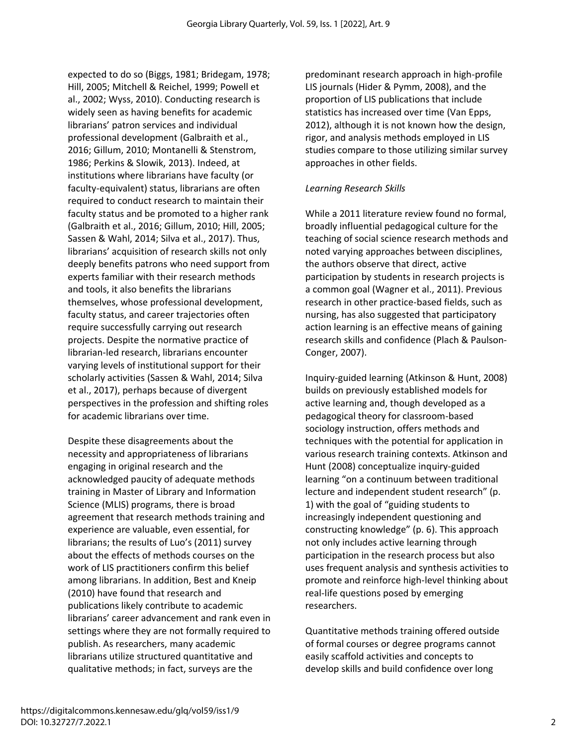expected to do so (Biggs, 1981; Bridegam, 1978; Hill, 2005; Mitchell & Reichel, 1999; Powell et al., 2002; Wyss, 2010). Conducting research is widely seen as having benefits for academic librarians' patron services and individual professional development (Galbraith et al., 2016; Gillum, 2010; Montanelli & Stenstrom, 1986; Perkins & Slowik, 2013). Indeed, at institutions where librarians have faculty (or faculty-equivalent) status, librarians are often required to conduct research to maintain their faculty status and be promoted to a higher rank (Galbraith et al., 2016; Gillum, 2010; Hill, 2005; Sassen & Wahl, 2014; Silva et al., 2017). Thus, librarians' acquisition of research skills not only deeply benefits patrons who need support from experts familiar with their research methods and tools, it also benefits the librarians themselves, whose professional development, faculty status, and career trajectories often require successfully carrying out research projects. Despite the normative practice of librarian-led research, librarians encounter varying levels of institutional support for their scholarly activities (Sassen & Wahl, 2014; Silva et al., 2017), perhaps because of divergent perspectives in the profession and shifting roles for academic librarians over time.

Despite these disagreements about the necessity and appropriateness of librarians engaging in original research and the acknowledged paucity of adequate methods training in Master of Library and Information Science (MLIS) programs, there is broad agreement that research methods training and experience are valuable, even essential, for librarians; the results of Luo's (2011) survey about the effects of methods courses on the work of LIS practitioners confirm this belief among librarians. In addition, Best and Kneip (2010) have found that research and publications likely contribute to academic librarians' career advancement and rank even in settings where they are not formally required to publish. As researchers, many academic librarians utilize structured quantitative and qualitative methods; in fact, surveys are the predominant research approach in high-profile LIS journals (Hider & Pymm, 2008), and the proportion of LIS publications that include statistics has increased over time (Van Epps, 2012), although it is not known how the design, rigor, and analysis methods employed in LIS studies compare to those utilizing similar survey approaches in other fields.

### *Learning Research Skills*

While a 2011 literature review found no formal, broadly influential pedagogical culture for the teaching of social science research methods and noted varying approaches between disciplines, the authors observe that direct, active participation by students in research projects is a common goal (Wagner et al., 2011). Previous research in other practice-based fields, such as nursing, has also suggested that participatory action learning is an effective means of gaining research skills and confidence (Plach & Paulson-Conger, 2007).

Inquiry-guided learning (Atkinson & Hunt, 2008) builds on previously established models for active learning and, though developed as a pedagogical theory for classroom-based sociology instruction, offers methods and techniques with the potential for application in various research training contexts. Atkinson and Hunt (2008) conceptualize inquiry-guided learning "on a continuum between traditional lecture and independent student research" (p. 1) with the goal of "guiding students to increasingly independent questioning and constructing knowledge" (p. 6). This approach not only includes active learning through participation in the research process but also uses frequent analysis and synthesis activities to promote and reinforce high-level thinking about real-life questions posed by emerging researchers.

Quantitative methods training offered outside of formal courses or degree programs cannot easily scaffold activities and concepts to develop skills and build confidence over long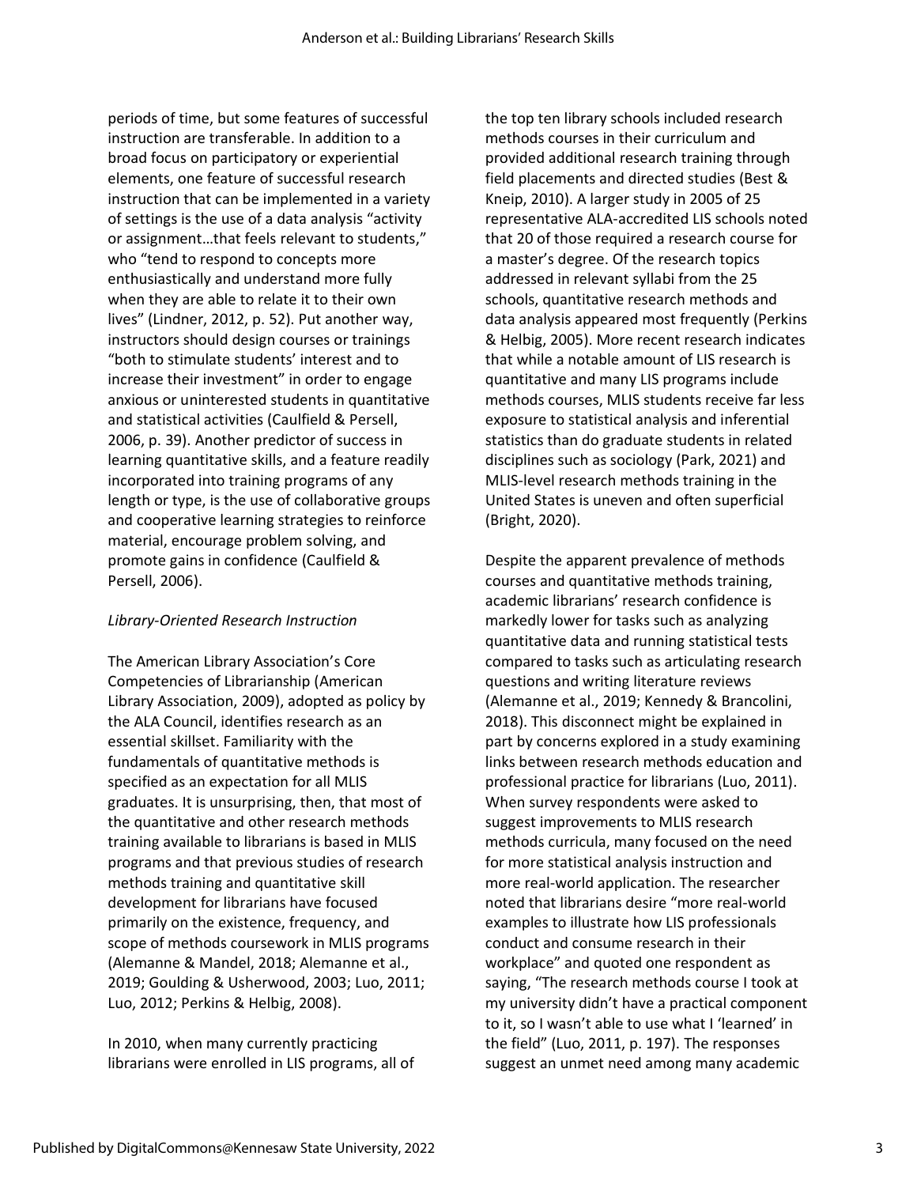periods of time, but some features of successful instruction are transferable. In addition to a broad focus on participatory or experiential elements, one feature of successful research instruction that can be implemented in a variety of settings is the use of a data analysis "activity or assignment…that feels relevant to students," who "tend to respond to concepts more enthusiastically and understand more fully when they are able to relate it to their own lives" (Lindner, 2012, p. 52). Put another way, instructors should design courses or trainings "both to stimulate students' interest and to increase their investment" in order to engage anxious or uninterested students in quantitative and statistical activities (Caulfield & Persell, 2006, p. 39). Another predictor of success in learning quantitative skills, and a feature readily incorporated into training programs of any length or type, is the use of collaborative groups and cooperative learning strategies to reinforce material, encourage problem solving, and promote gains in confidence (Caulfield & Persell, 2006).

*Library-Oriented Research Instruction*

The American Library Association's Core Competencies of Librarianship (American Library Association, 2009), adopted as policy by the ALA Council, identifies research as an essential skillset. Familiarity with the fundamentals of quantitative methods is specified as an expectation for all MLIS graduates. It is unsurprising, then, that most of the quantitative and other research methods training available to librarians is based in MLIS programs and that previous studies of research methods training and quantitative skill development for librarians have focused primarily on the existence, frequency, and scope of methods coursework in MLIS programs (Alemanne & Mandel, 2018; Alemanne et al., 2019; Goulding & Usherwood, 2003; Luo, 2011; Luo, 2012; Perkins & Helbig, 2008).

In 2010, when many currently practicing librarians were enrolled in LIS programs, all of the top ten library schools included research methods courses in their curriculum and provided additional research training through field placements and directed studies (Best & Kneip, 2010). A larger study in 2005 of 25 representative ALA-accredited LIS schools noted that 20 of those required a research course for a master's degree. Of the research topics addressed in relevant syllabi from the 25 schools, quantitative research methods and data analysis appeared most frequently (Perkins & Helbig, 2005). More recent research indicates that while a notable amount of LIS research is quantitative and many LIS programs include methods courses, MLIS students receive far less exposure to statistical analysis and inferential statistics than do graduate students in related disciplines such as sociology (Park, 2021) and MLIS-level research methods training in the United States is uneven and often superficial (Bright, 2020).

Despite the apparent prevalence of methods courses and quantitative methods training, academic librarians' research confidence is markedly lower for tasks such as analyzing quantitative data and running statistical tests compared to tasks such as articulating research questions and writing literature reviews (Alemanne et al., 2019; Kennedy & Brancolini, 2018). This disconnect might be explained in part by concerns explored in a study examining links between research methods education and professional practice for librarians (Luo, 2011). When survey respondents were asked to suggest improvements to MLIS research methods curricula, many focused on the need for more statistical analysis instruction and more real-world application. The researcher noted that librarians desire "more real-world examples to illustrate how LIS professionals conduct and consume research in their workplace" and quoted one respondent as saying, "The research methods course I took at my university didn't have a practical component to it, so I wasn't able to use what I 'learned' in the field" (Luo, 2011, p. 197). The responses suggest an unmet need among many academic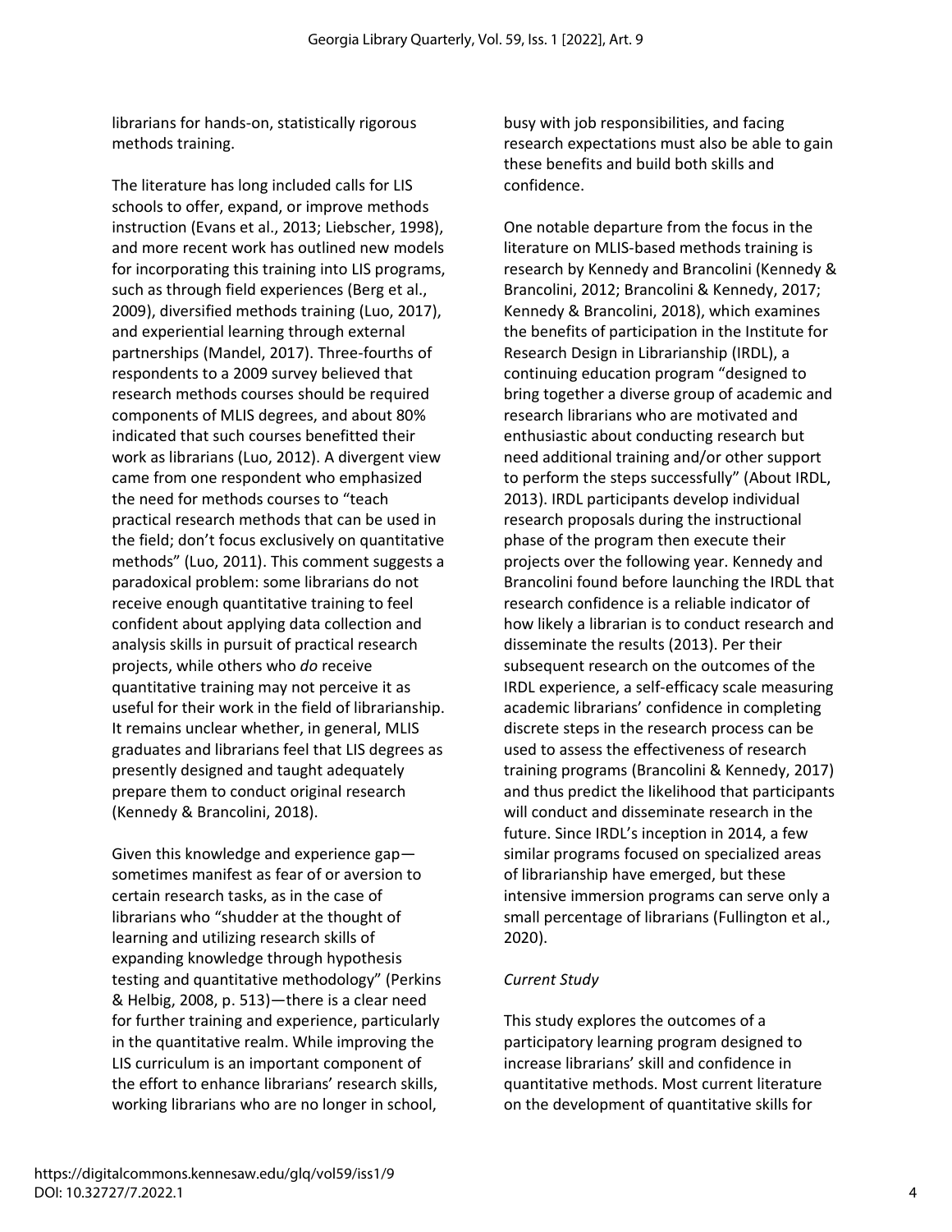librarians for hands-on, statistically rigorous methods training.

The literature has long included calls for LIS schools to offer, expand, or improve methods instruction (Evans et al., 2013; Liebscher, 1998), and more recent work has outlined new models for incorporating this training into LIS programs, such as through field experiences (Berg et al., 2009), diversified methods training (Luo, 2017), and experiential learning through external partnerships (Mandel, 2017). Three-fourths of respondents to a 2009 survey believed that research methods courses should be required components of MLIS degrees, and about 80% indicated that such courses benefitted their work as librarians (Luo, 2012). A divergent view came from one respondent who emphasized the need for methods courses to "teach practical research methods that can be used in the field; don't focus exclusively on quantitative methods" (Luo, 2011). This comment suggests a paradoxical problem: some librarians do not receive enough quantitative training to feel confident about applying data collection and analysis skills in pursuit of practical research projects, while others who *do* receive quantitative training may not perceive it as useful for their work in the field of librarianship. It remains unclear whether, in general, MLIS graduates and librarians feel that LIS degrees as presently designed and taught adequately prepare them to conduct original research (Kennedy & Brancolini, 2018).

Given this knowledge and experience gap—sometimes manifest as fear of or aversion to certain research tasks, as in the case of librarians who "shudder at the thought of learning and utilizing research skills of expanding knowledge through hypothesis testing and quantitative methodology" (Perkins & Helbig, 2008, p. 513)—there is a clear need for further training and experience, particularly in the quantitative realm. While improving the LIS curriculum is an important component of the effort to enhance librarians' research skills, working librarians who are no longer in school, busy with job responsibilities, and facing research expectations must also be able to gain these benefits and build both skills and confidence.

One notable departure from the focus in the literature on MLIS-based methods training is research by Kennedy and Brancolini (Kennedy & Brancolini, 2012; Brancolini & Kennedy, 2017; Kennedy & Brancolini, 2018), which examines the benefits of participation in the Institute for Research Design in Librarianship (IRDL), a continuing education program "designed to bring together a diverse group of academic and research librarians who are motivated and enthusiastic about conducting research but need additional training and/or other support to perform the steps successfully" (About IRDL, 2013). IRDL participants develop individual research proposals during the instructional phase of the program then execute their projects over the following year. Kennedy and Brancolini found before launching the IRDL that research confidence is a reliable indicator of how likely a librarian is to conduct research and disseminate the results (2013). Per their subsequent research on the outcomes of the IRDL experience, a self-efficacy scale measuring academic librarians' confidence in completing discrete steps in the research process can be used to assess the effectiveness of research training programs (Brancolini & Kennedy, 2017) and thus predict the likelihood that participants will conduct and disseminate research in the future. Since IRDL's inception in 2014, a few similar programs focused on specialized areas of librarianship have emerged, but these intensive immersion programs can serve only a small percentage of librarians (Fullington et al., 2020).

### *Current Study*

This study explores the outcomes of a participatory learning program designed to increase librarians' skill and confidence in quantitative methods. Most current literature on the development of quantitative skills for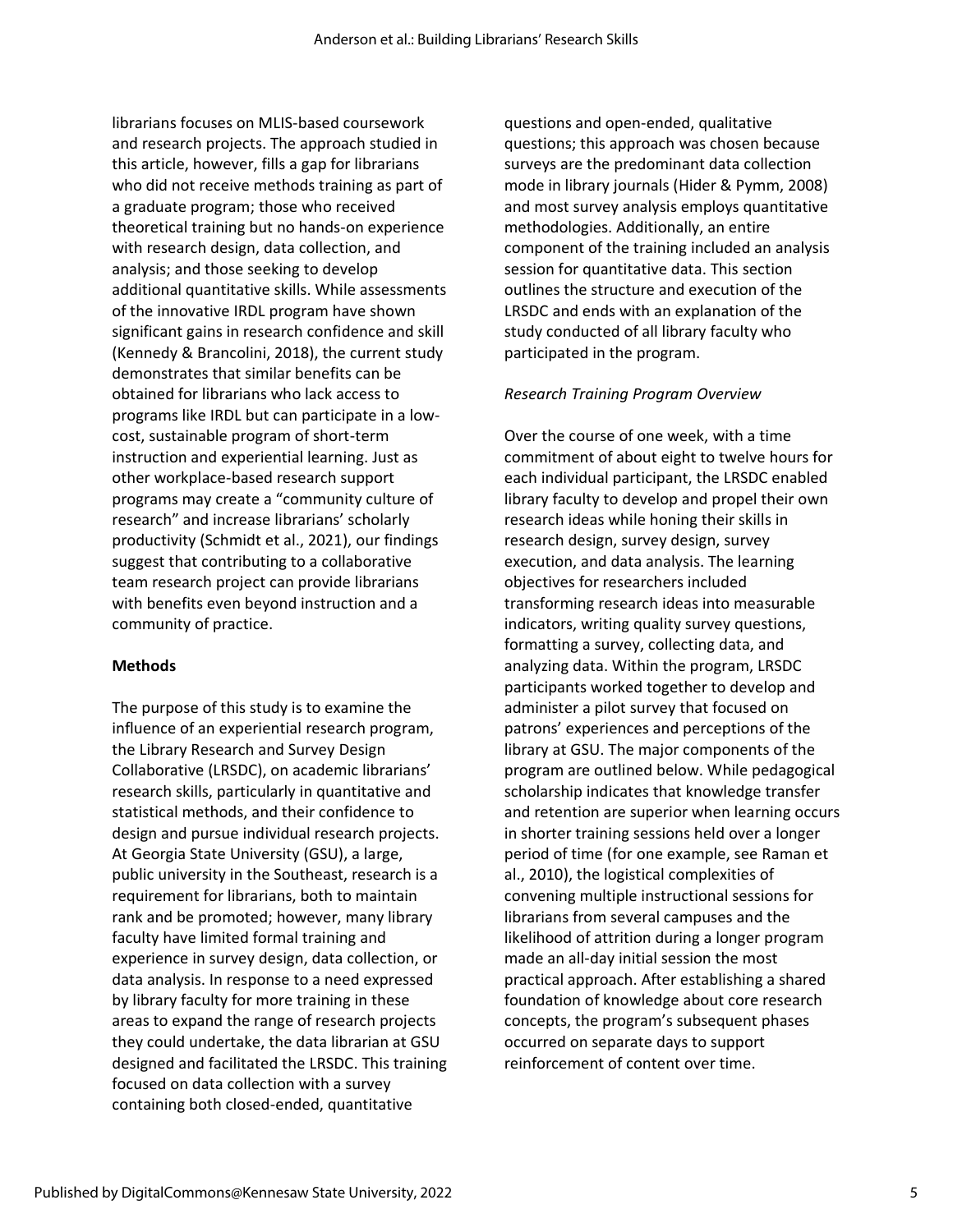librarians focuses on MLIS-based coursework and research projects. The approach studied in this article, however, fills a gap for librarians who did not receive methods training as part of a graduate program; those who received theoretical training but no hands-on experience with research design, data collection, and analysis; and those seeking to develop additional quantitative skills. While assessments of the innovative IRDL program have shown significant gains in research confidence and skill (Kennedy & Brancolini, 2018), the current study demonstrates that similar benefits can be obtained for librarians who lack access to programs like IRDL but can participate in a low-cost, sustainable program of short-term instruction and experiential learning. Just as other workplace-based research support programs may create a "community culture of research" and increase librarians' scholarly productivity (Schmidt et al., 2021), our findings suggest that contributing to a collaborative team research project can provide librarians with benefits even beyond instruction and a community of practice.

**Methods**

The purpose of this study is to examine the influence of an experiential research program, the Library Research and Survey Design Collaborative (LRSDC), on academic librarians' research skills, particularly in quantitative and statistical methods, and their confidence to design and pursue individual research projects. At Georgia State University (GSU), a large, public university in the Southeast, research is a requirement for librarians, both to maintain rank and be promoted; however, many library faculty have limited formal training and experience in survey design, data collection, or data analysis. In response to a need expressed by library faculty for more training in these areas to expand the range of research projects they could undertake, the data librarian at GSU designed and facilitated the LRSDC. This training focused on data collection with a survey containing both closed-ended, quantitative questions and open-ended, qualitative questions; this approach was chosen because surveys are the predominant data collection mode in library journals (Hider & Pymm, 2008) and most survey analysis employs quantitative methodologies. Additionally, an entire component of the training included an analysis session for quantitative data. This section outlines the structure and execution of the LRSDC and ends with an explanation of the study conducted of all library faculty who participated in the program.

*Research Training Program Overview*

Over the course of one week, with a time commitment of about eight to twelve hours for each individual participant, the LRSDC enabled library faculty to develop and propel their own research ideas while honing their skills in research design, survey design, survey execution, and data analysis. The learning objectives for researchers included transforming research ideas into measurable indicators, writing quality survey questions, formatting a survey, collecting data, and analyzing data. Within the program, LRSDC participants worked together to develop and administer a pilot survey that focused on patrons' experiences and perceptions of the library at GSU. The major components of the program are outlined below. While pedagogical scholarship indicates that knowledge transfer and retention are superior when learning occurs in shorter training sessions held over a longer period of time (for one example, see Raman et al., 2010), the logistical complexities of convening multiple instructional sessions for librarians from several campuses and the likelihood of attrition during a longer program made an all-day initial session the most practical approach. After establishing a shared foundation of knowledge about core research concepts, the program's subsequent phases occurred on separate days to support reinforcement of content over time.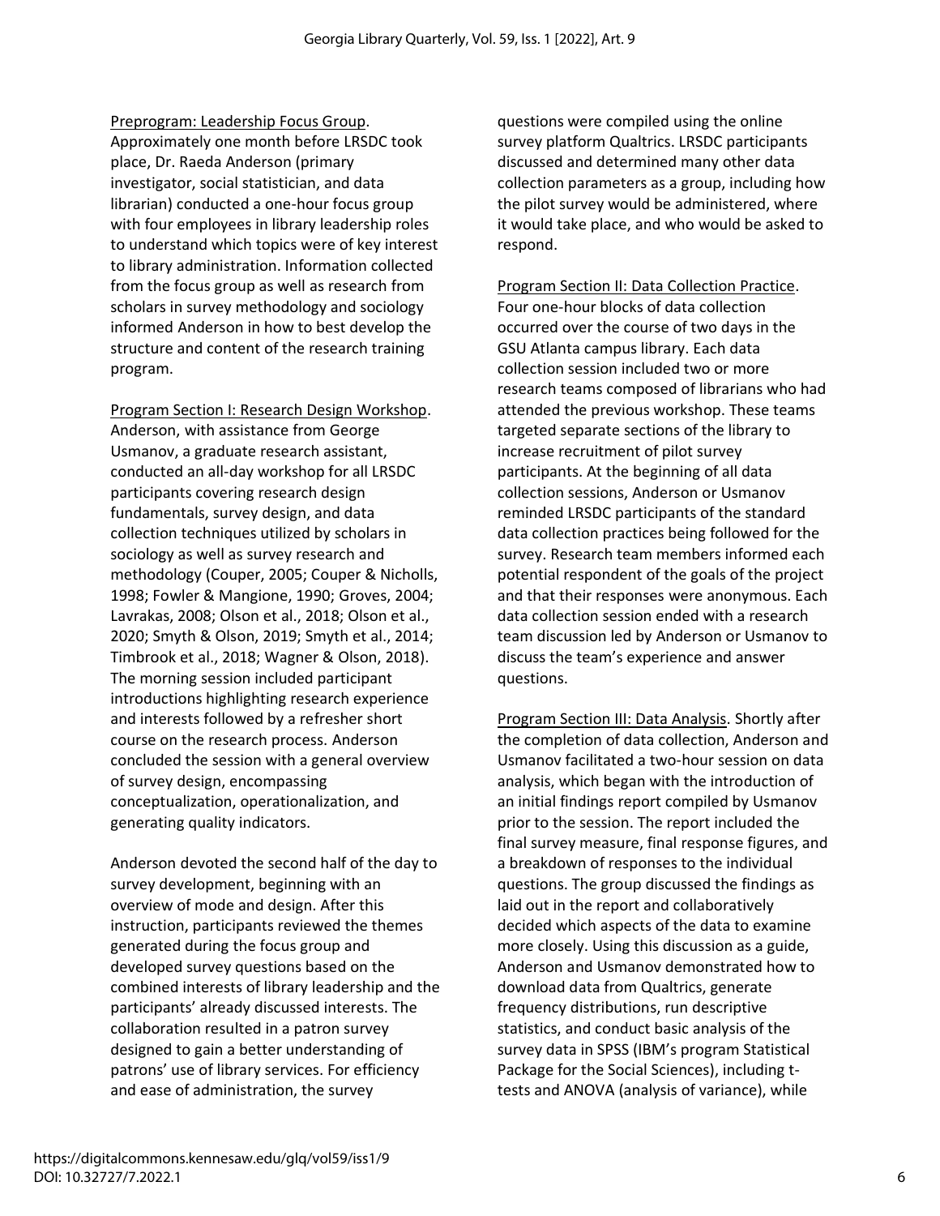Preprogram: Leadership Focus Group. Approximately one month before LRSDC took place, Dr. Raeda Anderson (primary investigator, social statistician, and data librarian) conducted a one-hour focus group with four employees in library leadership roles to understand which topics were of key interest to library administration. Information collected from the focus group as well as research from scholars in survey methodology and sociology informed Anderson in how to best develop the structure and content of the research training program.

Program Section I: Research Design Workshop. Anderson, with assistance from George Usmanov, a graduate research assistant, conducted an all-day workshop for all LRSDC participants covering research design fundamentals, survey design, and data collection techniques utilized by scholars in sociology as well as survey research and methodology (Couper, 2005; Couper & Nicholls, 1998; Fowler & Mangione, 1990; Groves, 2004; Lavrakas, 2008; Olson et al., 2018; Olson et al., 2020; Smyth & Olson, 2019; Smyth et al., 2014; Timbrook et al., 2018; Wagner & Olson, 2018). The morning session included participant introductions highlighting research experience and interests followed by a refresher short course on the research process. Anderson concluded the session with a general overview of survey design, encompassing conceptualization, operationalization, and generating quality indicators.

Anderson devoted the second half of the day to survey development, beginning with an overview of mode and design. After this instruction, participants reviewed the themes generated during the focus group and developed survey questions based on the combined interests of library leadership and the participants' already discussed interests. The collaboration resulted in a patron survey designed to gain a better understanding of patrons' use of library services. For efficiency and ease of administration, the survey questions were compiled using the online survey platform Qualtrics. LRSDC participants discussed and determined many other data collection parameters as a group, including how the pilot survey would be administered, where it would take place, and who would be asked to respond.

Program Section II: Data Collection Practice. Four one-hour blocks of data collection occurred over the course of two days in the GSU Atlanta campus library. Each data collection session included two or more research teams composed of librarians who had attended the previous workshop. These teams targeted separate sections of the library to increase recruitment of pilot survey participants. At the beginning of all data collection sessions, Anderson or Usmanov reminded LRSDC participants of the standard data collection practices being followed for the survey. Research team members informed each potential respondent of the goals of the project and that their responses were anonymous. Each data collection session ended with a research team discussion led by Anderson or Usmanov to discuss the team's experience and answer questions.

Program Section III: Data Analysis. Shortly after the completion of data collection, Anderson and Usmanov facilitated a two-hour session on data analysis, which began with the introduction of an initial findings report compiled by Usmanov prior to the session. The report included the final survey measure, final response figures, and a breakdown of responses to the individual questions. The group discussed the findings as laid out in the report and collaboratively decided which aspects of the data to examine more closely. Using this discussion as a guide, Anderson and Usmanov demonstrated how to download data from Qualtrics, generate frequency distributions, run descriptive statistics, and conduct basic analysis of the survey data in SPSS (IBM's program Statistical Package for the Social Sciences), including t-tests and ANOVA (analysis of variance), while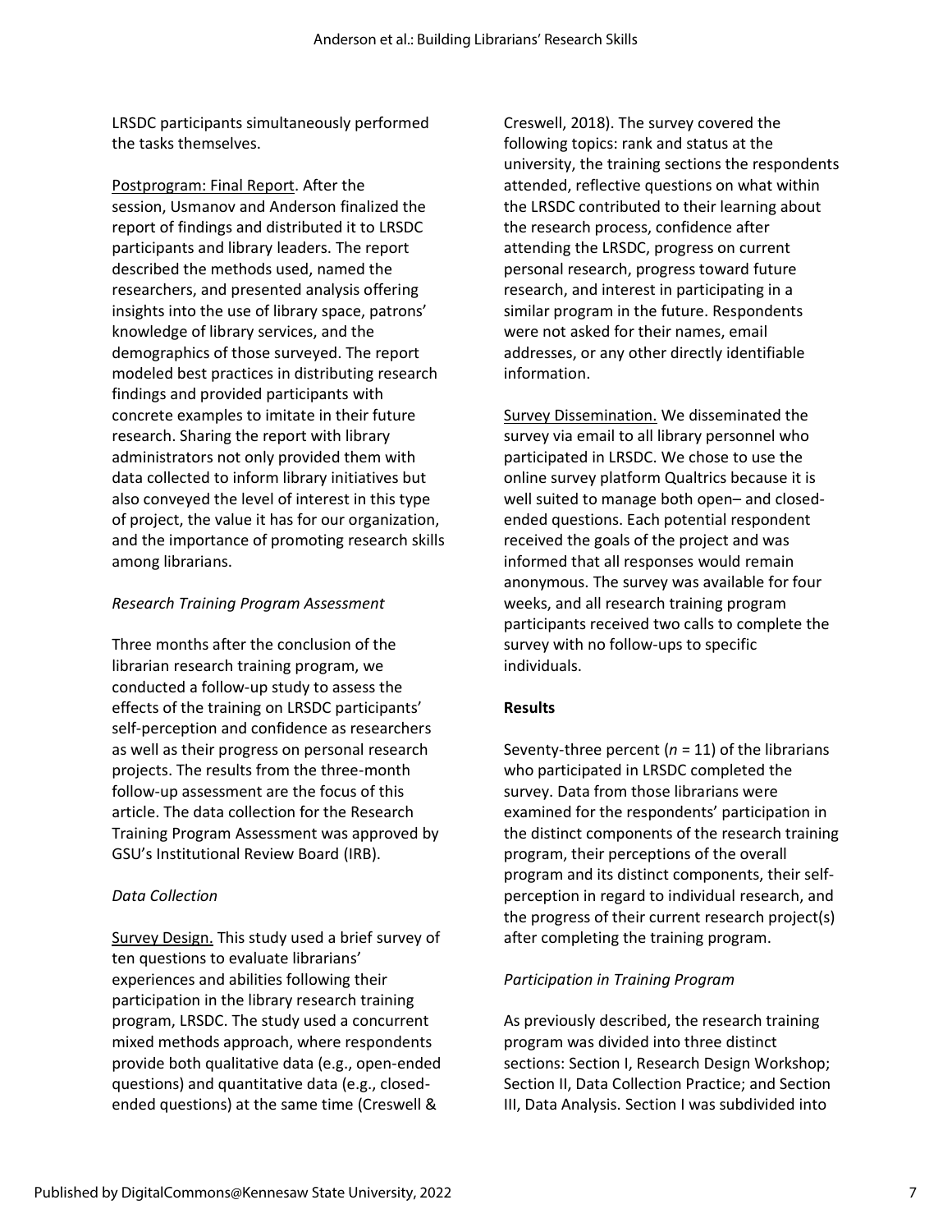LRSDC participants simultaneously performed the tasks themselves.

Postprogram: Final Report. After the session, Usmanov and Anderson finalized the report of findings and distributed it to LRSDC participants and library leaders. The report described the methods used, named the researchers, and presented analysis offering insights into the use of library space, patrons' knowledge of library services, and the demographics of those surveyed. The report modeled best practices in distributing research findings and provided participants with concrete examples to imitate in their future research. Sharing the report with library administrators not only provided them with data collected to inform library initiatives but also conveyed the level of interest in this type of project, the value it has for our organization, and the importance of promoting research skills among librarians.

*Research Training Program Assessment*

Three months after the conclusion of the librarian research training program, we conducted a follow-up study to assess the effects of the training on LRSDC participants' self-perception and confidence as researchers as well as their progress on personal research projects. The results from the three-month follow-up assessment are the focus of this article. The data collection for the Research Training Program Assessment was approved by GSU's Institutional Review Board (IRB).

*Data Collection*

Survey Design. This study used a brief survey of ten questions to evaluate librarians' experiences and abilities following their participation in the library research training program, LRSDC. The study used a concurrent mixed methods approach, where respondents provide both qualitative data (e.g., open-ended questions) and quantitative data (e.g., closed-ended questions) at the same time (Creswell & Creswell, 2018). The survey covered the following topics: rank and status at the university, the training sections the respondents attended, reflective questions on what within the LRSDC contributed to their learning about the research process, confidence after attending the LRSDC, progress on current personal research, progress toward future research, and interest in participating in a similar program in the future. Respondents were not asked for their names, email addresses, or any other directly identifiable information.

Survey Dissemination. We disseminated the survey via email to all library personnel who participated in LRSDC. We chose to use the online survey platform Qualtrics because it is well suited to manage both open– and closed-ended questions. Each potential respondent received the goals of the project and was informed that all responses would remain anonymous. The survey was available for four weeks, and all research training program participants received two calls to complete the survey with no follow-ups to specific individuals.

**Results**

Seventy-three percent ($n$ = 11) of the librarians who participated in LRSDC completed the survey. Data from those librarians were examined for the respondents' participation in the distinct components of the research training program, their perceptions of the overall program and its distinct components, their self-perception in regard to individual research, and the progress of their current research project(s) after completing the training program.

*Participation in Training Program*

As previously described, the research training program was divided into three distinct sections: Section I, Research Design Workshop; Section II, Data Collection Practice; and Section III, Data Analysis. Section I was subdivided into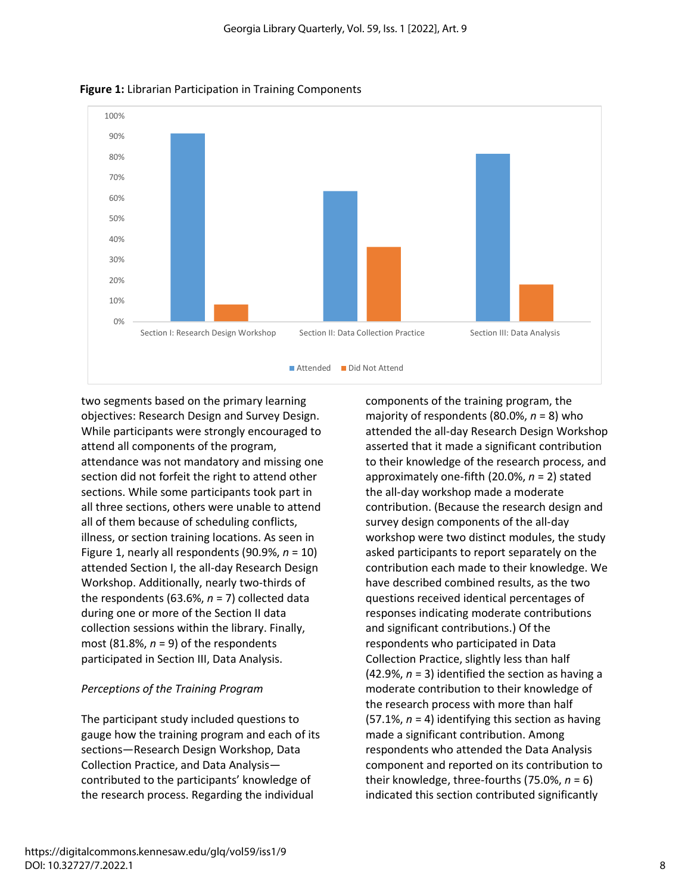**Figure 1:** Librarian Participation in Training Components

two segments based on the primary learning objectives: Research Design and Survey Design. While participants were strongly encouraged to attend all components of the program, attendance was not mandatory and missing one section did not forfeit the right to attend other sections. While some participants took part in all three sections, others were unable to attend all of them because of scheduling conflicts, illness, or section training locations. As seen in Figure 1, nearly all respondents (90.9%, *n* = 10) attended Section I, the all-day Research Design Workshop. Additionally, nearly two-thirds of the respondents (63.6%, *n* = 7) collected data during one or more of the Section II data collection sessions within the library. Finally, most (81.8%, *n* = 9) of the respondents participated in Section III, Data Analysis.

*Perceptions of the Training Program*

The participant study included questions to gauge how the training program and each of its sections—Research Design Workshop, Data Collection Practice, and Data Analysis—contributed to the participants' knowledge of the research process. Regarding the individual components of the training program, the majority of respondents (80.0%, *n* = 8) who attended the all-day Research Design Workshop asserted that it made a significant contribution to their knowledge of the research process, and approximately one-fifth (20.0%, *n* = 2) stated the all-day workshop made a moderate contribution. (Because the research design and survey design components of the all-day workshop were two distinct modules, the study asked participants to report separately on the contribution each made to their knowledge. We have described combined results, as the two questions received identical percentages of responses indicating moderate contributions and significant contributions.) Of the respondents who participated in Data Collection Practice, slightly less than half (42.9%, *n* = 3) identified the section as having a moderate contribution to their knowledge of the research process with more than half (57.1%, *n* = 4) identifying this section as having made a significant contribution. Among respondents who attended the Data Analysis component and reported on its contribution to their knowledge, three-fourths (75.0%, *n* = 6) indicated this section contributed significantly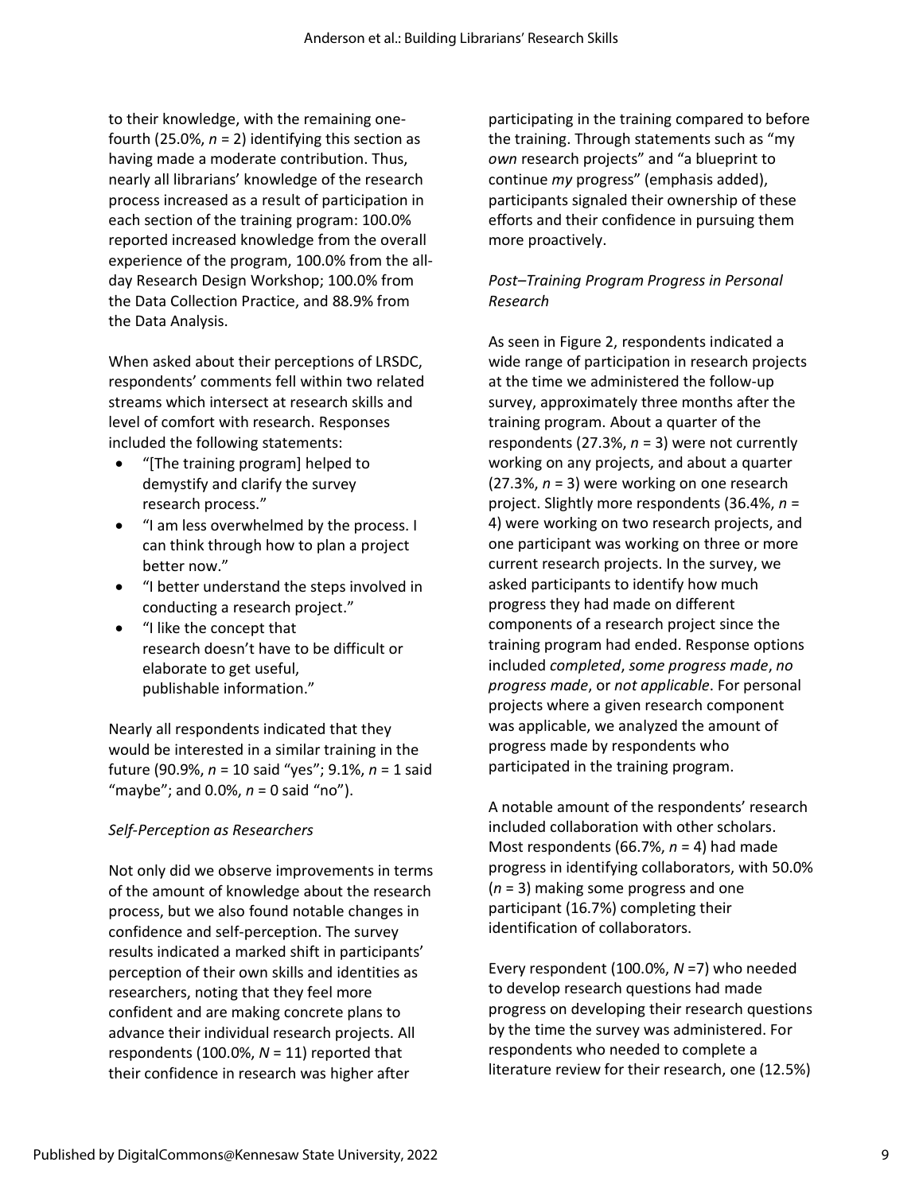to their knowledge, with the remaining one-fourth (25.0%, *n* = 2) identifying this section as having made a moderate contribution. Thus, nearly all librarians' knowledge of the research process increased as a result of participation in each section of the training program: 100.0% reported increased knowledge from the overall experience of the program, 100.0% from the all-day Research Design Workshop; 100.0% from the Data Collection Practice, and 88.9% from the Data Analysis.

When asked about their perceptions of LRSDC, respondents' comments fell within two related streams which intersect at research skills and level of comfort with research. Responses included the following statements:

- "[The training program] helped to demystify and clarify the survey research process."
- "I am less overwhelmed by the process. I can think through how to plan a project better now."
- "I better understand the steps involved in conducting a research project."
- "I like the concept that research doesn't have to be difficult or elaborate to get useful, publishable information."

Nearly all respondents indicated that they would be interested in a similar training in the future (90.9%, *n* = 10 said "yes"; 9.1%, *n* = 1 said "maybe"; and 0.0%, *n* = 0 said "no").

*Self-Perception as Researchers*

Not only did we observe improvements in terms of the amount of knowledge about the research process, but we also found notable changes in confidence and self-perception. The survey results indicated a marked shift in participants' perception of their own skills and identities as researchers, noting that they feel more confident and are making concrete plans to advance their individual research projects. All respondents (100.0%, *N* = 11) reported that their confidence in research was higher after participating in the training compared to before the training. Through statements such as "my *own* research projects" and "a blueprint to continue *my* progress" (emphasis added), participants signaled their ownership of these efforts and their confidence in pursuing them more proactively.

*Post–Training Program Progress in Personal Research*

As seen in Figure 2, respondents indicated a wide range of participation in research projects at the time we administered the follow-up survey, approximately three months after the training program. About a quarter of the respondents (27.3%, *n* = 3) were not currently working on any projects, and about a quarter (27.3%, *n* = 3) were working on one research project. Slightly more respondents (36.4%, *n* = 4) were working on two research projects, and one participant was working on three or more current research projects. In the survey, we asked participants to identify how much progress they had made on different components of a research project since the training program had ended. Response options included *completed*, *some progress made*, *no progress made*, or *not applicable*. For personal projects where a given research component was applicable, we analyzed the amount of progress made by respondents who participated in the training program.

A notable amount of the respondents' research included collaboration with other scholars. Most respondents (66.7%, *n* = 4) had made progress in identifying collaborators, with 50.0% (*n* = 3) making some progress and one participant (16.7%) completing their identification of collaborators.

Every respondent (100.0%, *N* =7) who needed to develop research questions had made progress on developing their research questions by the time the survey was administered. For respondents who needed to complete a literature review for their research, one (12.5%)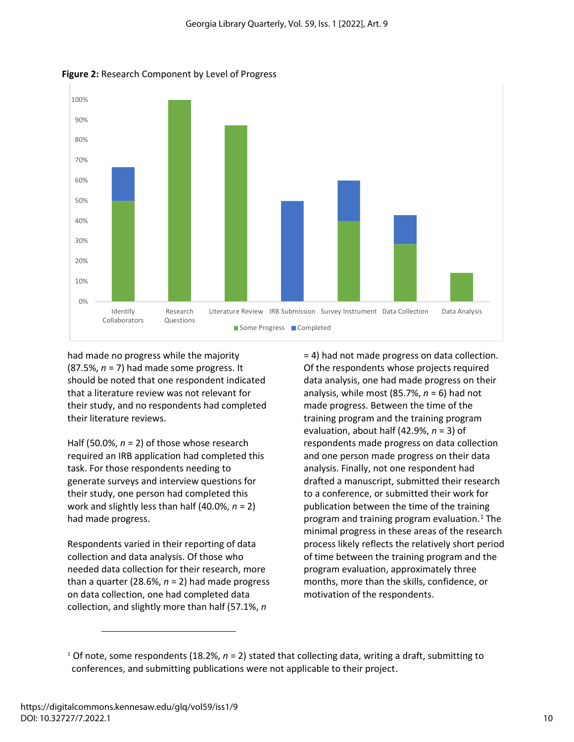**Figure 2:** Research Component by Level of Progress

had made no progress while the majority (87.5%, *n* = 7) had made some progress. It should be noted that one respondent indicated that a literature review was not relevant for their study, and no respondents had completed their literature reviews.

Half (50.0%, *n* = 2) of those whose research required an IRB application had completed this task. For those respondents needing to generate surveys and interview questions for their study, one person had completed this work and slightly less than half (40.0%, *n* = 2) had made progress.

Respondents varied in their reporting of data collection and data analysis. Of those who needed data collection for their research, more than a quarter (28.6%, *n* = 2) had made progress on data collection, one had completed data collection, and slightly more than half (57.1%, *n* = 4) had not made progress on data collection. Of the respondents whose projects required data analysis, one had made progress on their analysis, while most (85.7%, *n* = 6) had not made progress. Between the time of the training program and the training program evaluation, about half (42.9%, *n* = 3) of respondents made progress on data collection and one person made progress on their data analysis. Finally, not one respondent had drafted a manuscript, submitted their research to a conference, or submitted their work for publication between the time of the training program and training program evaluation.[1] The minimal progress in these areas of the research process likely reflects the relatively short period of time between the training program and the program evaluation, approximately three months, more than the skills, confidence, or motivation of the respondents.

[1] Of note, some respondents (18.2%, *n* = 2) stated that collecting data, writing a draft, submitting to conferences, and submitting publications were not applicable to their project.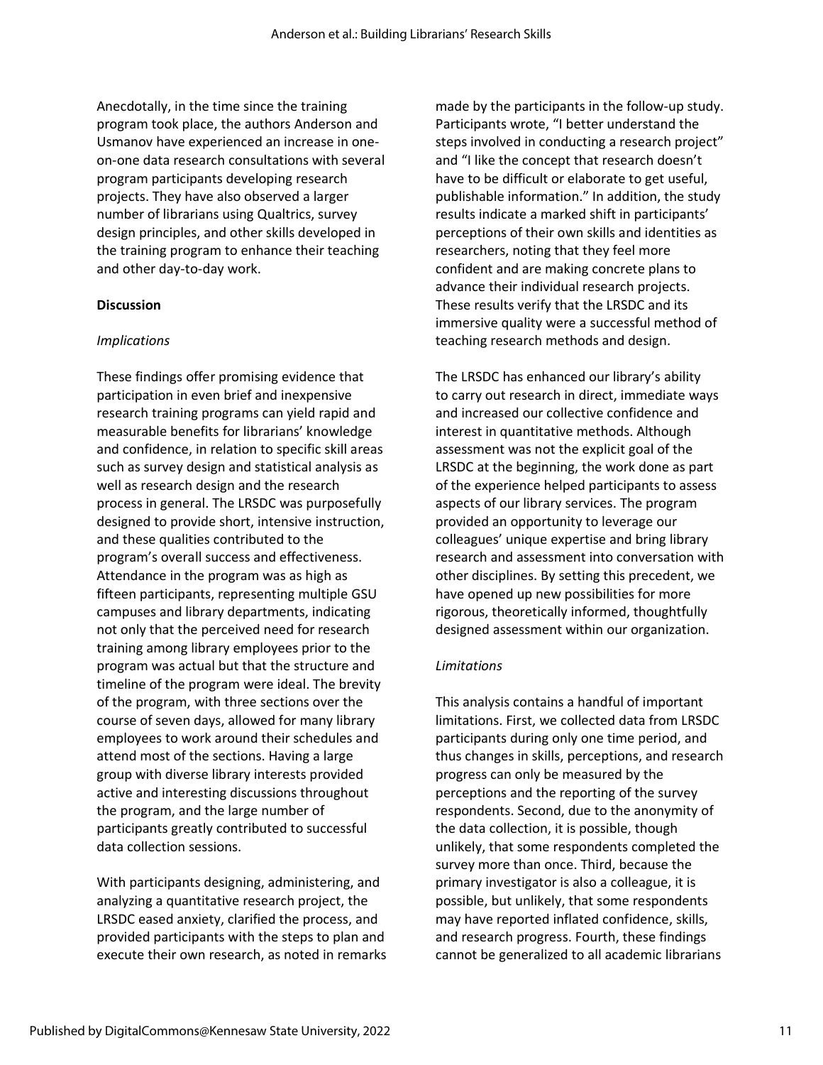Anecdotally, in the time since the training program took place, the authors Anderson and Usmanov have experienced an increase in one-on-one data research consultations with several program participants developing research projects. They have also observed a larger number of librarians using Qualtrics, survey design principles, and other skills developed in the training program to enhance their teaching and other day-to-day work.

**Discussion**

*Implications*

These findings offer promising evidence that participation in even brief and inexpensive research training programs can yield rapid and measurable benefits for librarians' knowledge and confidence, in relation to specific skill areas such as survey design and statistical analysis as well as research design and the research process in general. The LRSDC was purposefully designed to provide short, intensive instruction, and these qualities contributed to the program's overall success and effectiveness. Attendance in the program was as high as fifteen participants, representing multiple GSU campuses and library departments, indicating not only that the perceived need for research training among library employees prior to the program was actual but that the structure and timeline of the program were ideal. The brevity of the program, with three sections over the course of seven days, allowed for many library employees to work around their schedules and attend most of the sections. Having a large group with diverse library interests provided active and interesting discussions throughout the program, and the large number of participants greatly contributed to successful data collection sessions.

With participants designing, administering, and analyzing a quantitative research project, the LRSDC eased anxiety, clarified the process, and provided participants with the steps to plan and execute their own research, as noted in remarks made by the participants in the follow-up study. Participants wrote, "I better understand the steps involved in conducting a research project" and "I like the concept that research doesn't have to be difficult or elaborate to get useful, publishable information." In addition, the study results indicate a marked shift in participants' perceptions of their own skills and identities as researchers, noting that they feel more confident and are making concrete plans to advance their individual research projects. These results verify that the LRSDC and its immersive quality were a successful method of teaching research methods and design.

The LRSDC has enhanced our library's ability to carry out research in direct, immediate ways and increased our collective confidence and interest in quantitative methods. Although assessment was not the explicit goal of the LRSDC at the beginning, the work done as part of the experience helped participants to assess aspects of our library services. The program provided an opportunity to leverage our colleagues' unique expertise and bring library research and assessment into conversation with other disciplines. By setting this precedent, we have opened up new possibilities for more rigorous, theoretically informed, thoughtfully designed assessment within our organization.

*Limitations*

This analysis contains a handful of important limitations. First, we collected data from LRSDC participants during only one time period, and thus changes in skills, perceptions, and research progress can only be measured by the perceptions and the reporting of the survey respondents. Second, due to the anonymity of the data collection, it is possible, though unlikely, that some respondents completed the survey more than once. Third, because the primary investigator is also a colleague, it is possible, but unlikely, that some respondents may have reported inflated confidence, skills, and research progress. Fourth, these findings cannot be generalized to all academic librarians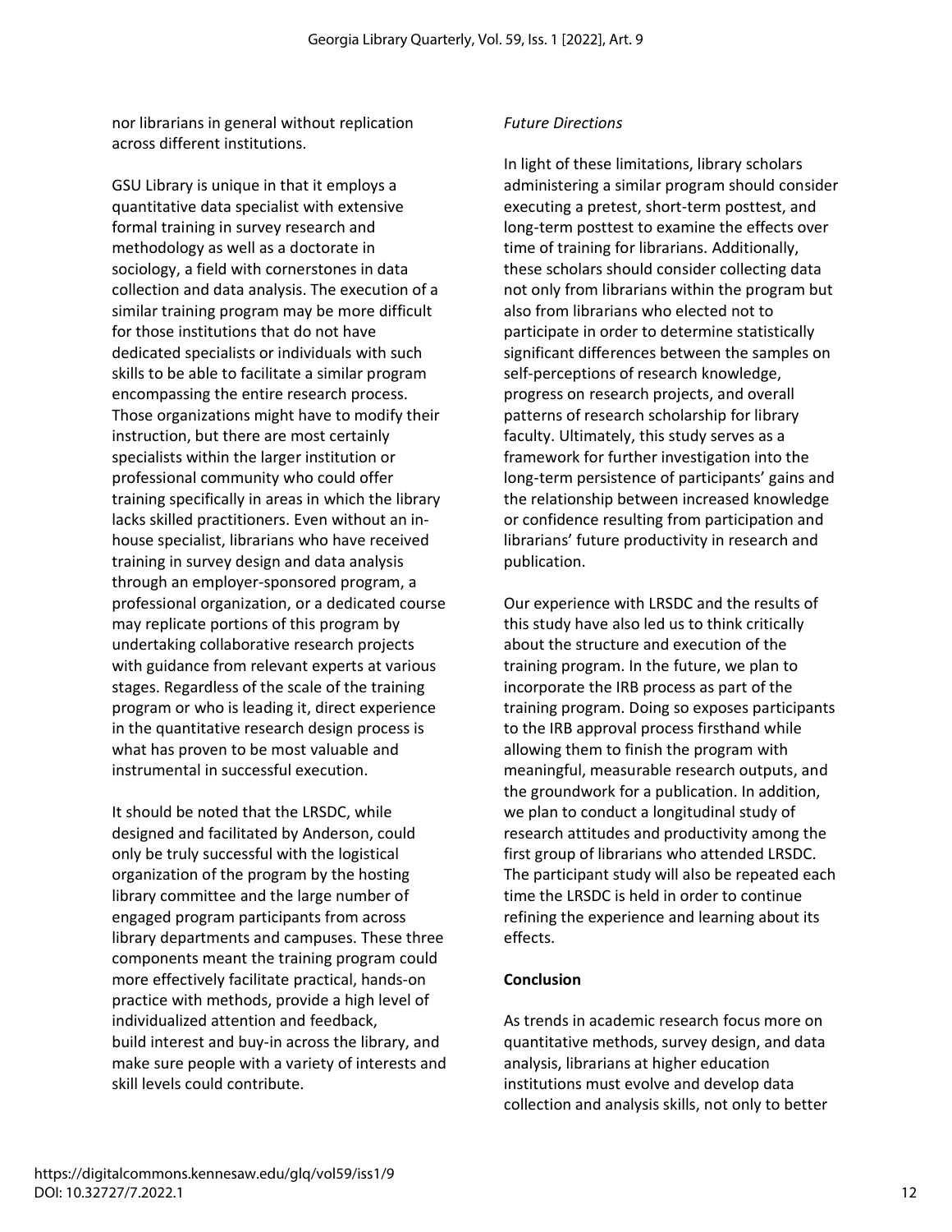nor librarians in general without replication across different institutions.

GSU Library is unique in that it employs a quantitative data specialist with extensive formal training in survey research and methodology as well as a doctorate in sociology, a field with cornerstones in data collection and data analysis. The execution of a similar training program may be more difficult for those institutions that do not have dedicated specialists or individuals with such skills to be able to facilitate a similar program encompassing the entire research process. Those organizations might have to modify their instruction, but there are most certainly specialists within the larger institution or professional community who could offer training specifically in areas in which the library lacks skilled practitioners. Even without an in-house specialist, librarians who have received training in survey design and data analysis through an employer-sponsored program, a professional organization, or a dedicated course may replicate portions of this program by undertaking collaborative research projects with guidance from relevant experts at various stages. Regardless of the scale of the training program or who is leading it, direct experience in the quantitative research design process is what has proven to be most valuable and instrumental in successful execution.

It should be noted that the LRSDC, while designed and facilitated by Anderson, could only be truly successful with the logistical organization of the program by the hosting library committee and the large number of engaged program participants from across library departments and campuses. These three components meant the training program could more effectively facilitate practical, hands-on practice with methods, provide a high level of individualized attention and feedback, build interest and buy-in across the library, and make sure people with a variety of interests and skill levels could contribute.

### *Future Directions*

In light of these limitations, library scholars administering a similar program should consider executing a pretest, short-term posttest, and long-term posttest to examine the effects over time of training for librarians. Additionally, these scholars should consider collecting data not only from librarians within the program but also from librarians who elected not to participate in order to determine statistically significant differences between the samples on self-perceptions of research knowledge, progress on research projects, and overall patterns of research scholarship for library faculty. Ultimately, this study serves as a framework for further investigation into the long-term persistence of participants' gains and the relationship between increased knowledge or confidence resulting from participation and librarians' future productivity in research and publication.

Our experience with LRSDC and the results of this study have also led us to think critically about the structure and execution of the training program. In the future, we plan to incorporate the IRB process as part of the training program. Doing so exposes participants to the IRB approval process firsthand while allowing them to finish the program with meaningful, measurable research outputs, and the groundwork for a publication. In addition, we plan to conduct a longitudinal study of research attitudes and productivity among the first group of librarians who attended LRSDC. The participant study will also be repeated each time the LRSDC is held in order to continue refining the experience and learning about its effects.

## Conclusion

As trends in academic research focus more on quantitative methods, survey design, and data analysis, librarians at higher education institutions must evolve and develop data collection and analysis skills, not only to better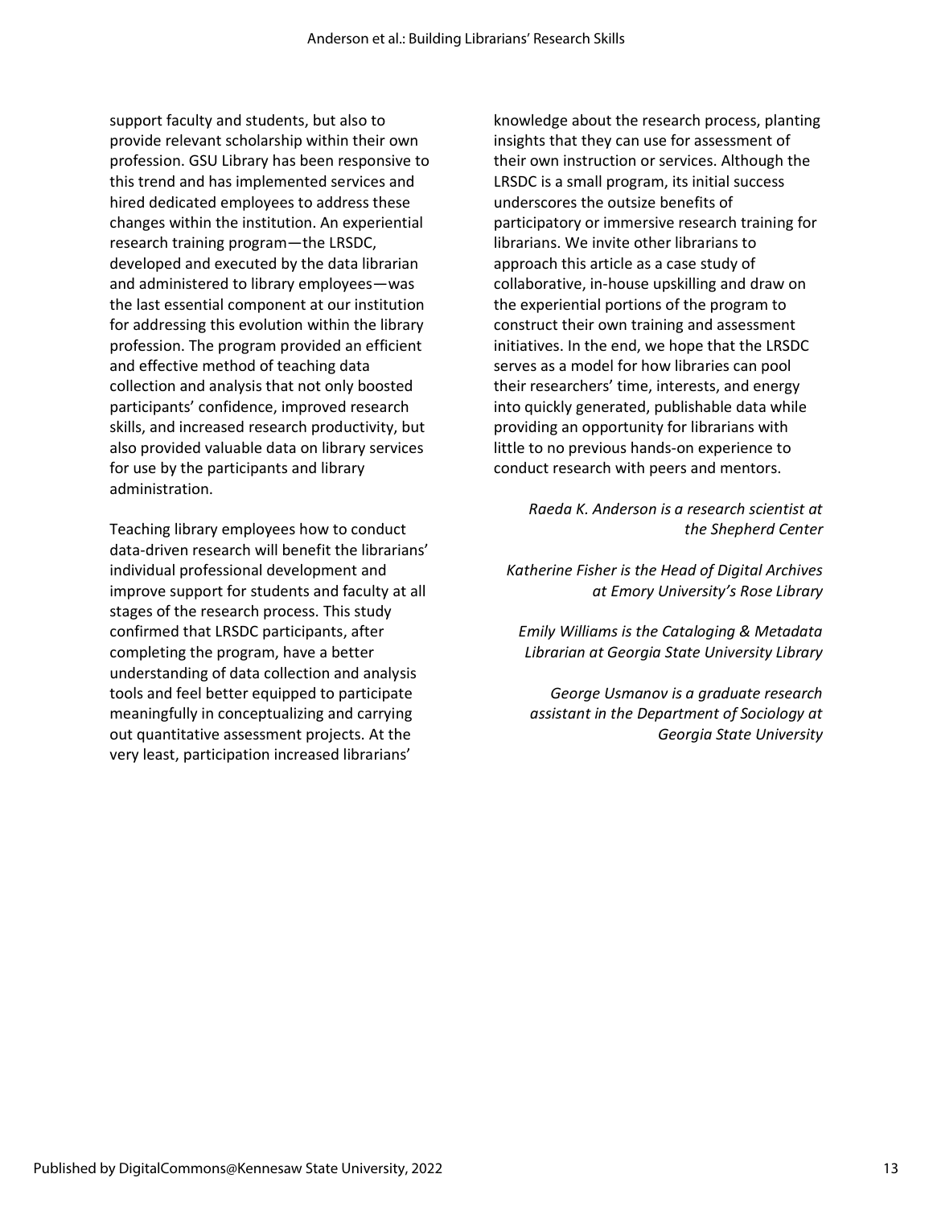support faculty and students, but also to provide relevant scholarship within their own profession. GSU Library has been responsive to this trend and has implemented services and hired dedicated employees to address these changes within the institution. An experiential research training program—the LRSDC, developed and executed by the data librarian and administered to library employees—was the last essential component at our institution for addressing this evolution within the library profession. The program provided an efficient and effective method of teaching data collection and analysis that not only boosted participants' confidence, improved research skills, and increased research productivity, but also provided valuable data on library services for use by the participants and library administration.

Teaching library employees how to conduct data-driven research will benefit the librarians' individual professional development and improve support for students and faculty at all stages of the research process. This study confirmed that LRSDC participants, after completing the program, have a better understanding of data collection and analysis tools and feel better equipped to participate meaningfully in conceptualizing and carrying out quantitative assessment projects. At the very least, participation increased librarians' knowledge about the research process, planting insights that they can use for assessment of their own instruction or services. Although the LRSDC is a small program, its initial success underscores the outsize benefits of participatory or immersive research training for librarians. We invite other librarians to approach this article as a case study of collaborative, in-house upskilling and draw on the experiential portions of the program to construct their own training and assessment initiatives. In the end, we hope that the LRSDC serves as a model for how libraries can pool their researchers' time, interests, and energy into quickly generated, publishable data while providing an opportunity for librarians with little to no previous hands-on experience to conduct research with peers and mentors.

*Raeda K. Anderson is a research scientist at the Shepherd Center*

*Katherine Fisher is the Head of Digital Archives at Emory University's Rose Library*

*Emily Williams is the Cataloging & Metadata Librarian at Georgia State University Library*

*George Usmanov is a graduate research assistant in the Department of Sociology at Georgia State University*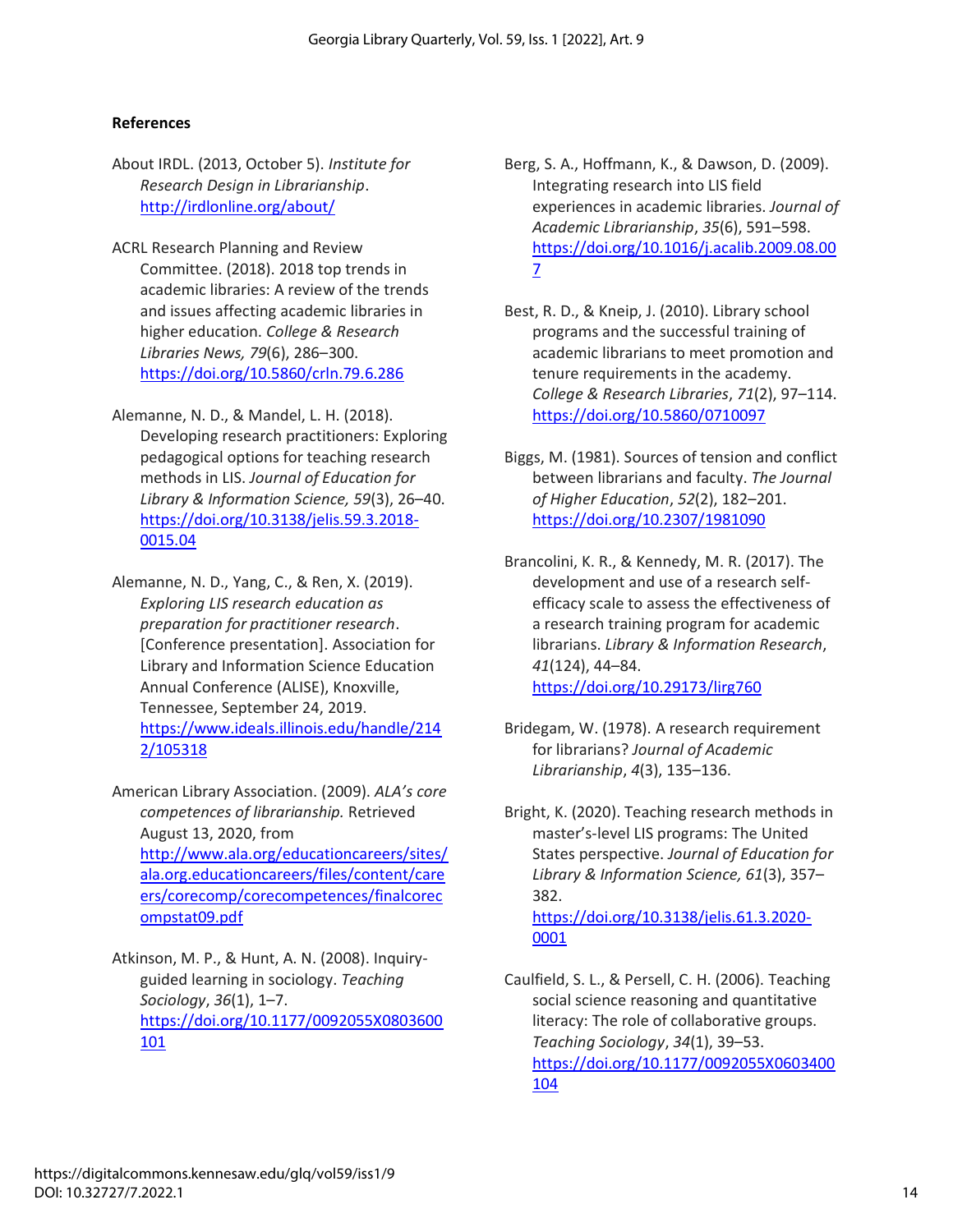**References**

About IRDL. (2013, October 5). *Institute for Research Design in Librarianship*. http://irdlonline.org/about/

ACRL Research Planning and Review Committee. (2018). 2018 top trends in academic libraries: A review of the trends and issues affecting academic libraries in higher education. *College & Research Libraries News, 79*(6), 286–300. https://doi.org/10.5860/crln.79.6.286

Alemanne, N. D., & Mandel, L. H. (2018). Developing research practitioners: Exploring pedagogical options for teaching research methods in LIS. *Journal of Education for Library & Information Science, 59*(3), 26–40. https://doi.org/10.3138/jelis.59.3.2018-0015.04

Alemanne, N. D., Yang, C., & Ren, X. (2019). *Exploring LIS research education as preparation for practitioner research*. [Conference presentation]. Association for Library and Information Science Education Annual Conference (ALISE), Knoxville, Tennessee, September 24, 2019. https://www.ideals.illinois.edu/handle/2142/105318

American Library Association. (2009). *ALA's core competences of librarianship.* Retrieved August 13, 2020, from http://www.ala.org/educationcareers/sites/ala.org.educationcareers/files/content/careers/corecomp/corecompetences/finalcorecompstat09.pdf

Atkinson, M. P., & Hunt, A. N. (2008). Inquiry-guided learning in sociology. *Teaching Sociology*, *36*(1), 1–7. https://doi.org/10.1177/0092055X0803600101

Berg, S. A., Hoffmann, K., & Dawson, D. (2009). Integrating research into LIS field experiences in academic libraries. *Journal of Academic Librarianship*, *35*(6), 591–598. https://doi.org/10.1016/j.acalib.2009.08.007

Best, R. D., & Kneip, J. (2010). Library school programs and the successful training of academic librarians to meet promotion and tenure requirements in the academy. *College & Research Libraries*, *71*(2), 97–114. https://doi.org/10.5860/0710097

Biggs, M. (1981). Sources of tension and conflict between librarians and faculty. *The Journal of Higher Education*, *52*(2), 182–201. https://doi.org/10.2307/1981090

Brancolini, K. R., & Kennedy, M. R. (2017). The development and use of a research self-efficacy scale to assess the effectiveness of a research training program for academic librarians. *Library & Information Research*, *41*(124), 44–84. https://doi.org/10.29173/lirg760

Bridegam, W. (1978). A research requirement for librarians? *Journal of Academic Librarianship*, *4*(3), 135–136.

Bright, K. (2020). Teaching research methods in master's-level LIS programs: The United States perspective. *Journal of Education for Library & Information Science, 61*(3), 357–382. https://doi.org/10.3138/jelis.61.3.2020-0001

Caulfield, S. L., & Persell, C. H. (2006). Teaching social science reasoning and quantitative literacy: The role of collaborative groups. *Teaching Sociology*, *34*(1), 39–53. https://doi.org/10.1177/0092055X0603400104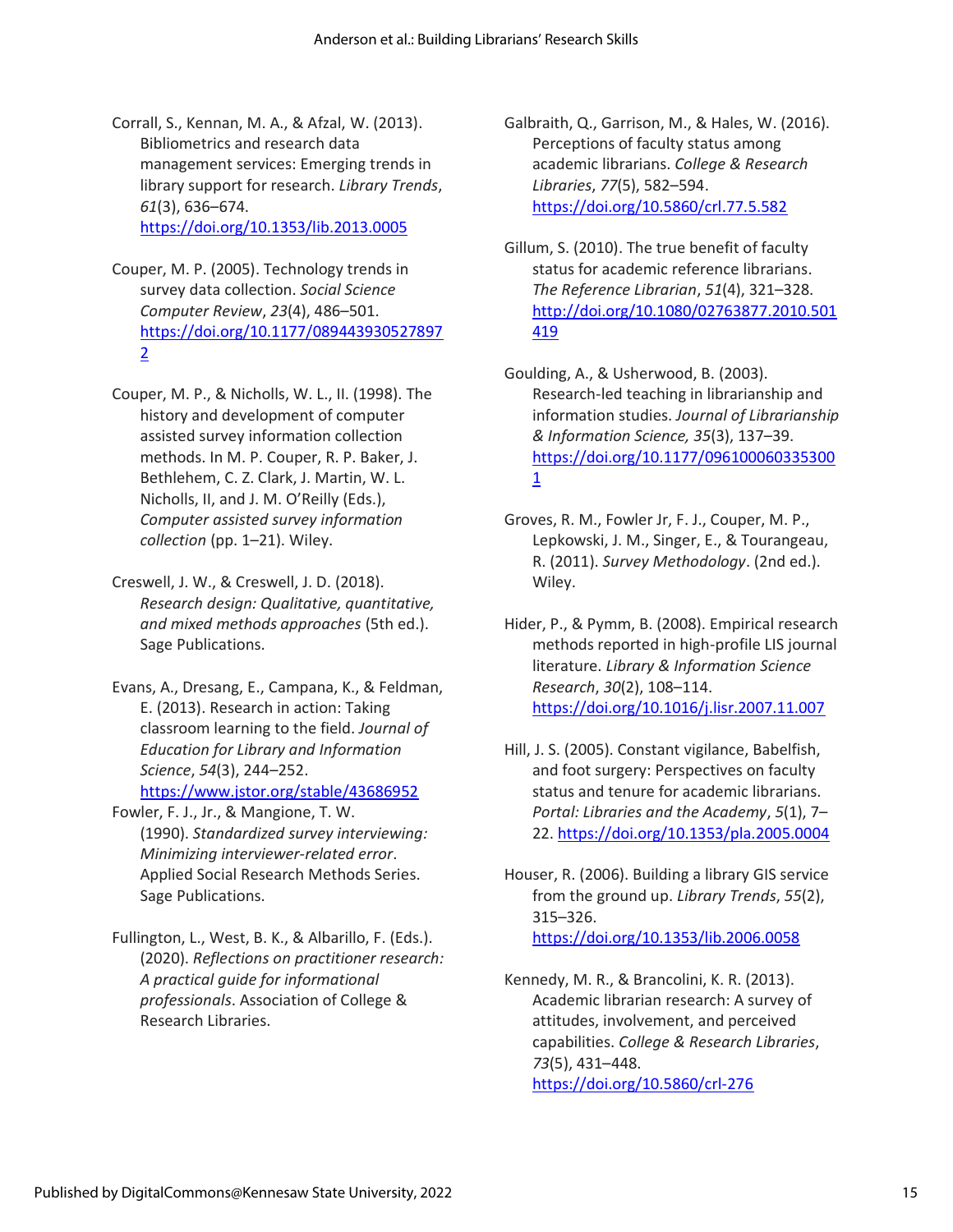Corrall, S., Kennan, M. A., & Afzal, W. (2013). Bibliometrics and research data management services: Emerging trends in library support for research. *Library Trends*, *61*(3), 636–674. https://doi.org/10.1353/lib.2013.0005

Couper, M. P. (2005). Technology trends in survey data collection. *Social Science Computer Review*, *23*(4), 486–501. https://doi.org/10.1177/0894439305278972

Couper, M. P., & Nicholls, W. L., II. (1998). The history and development of computer assisted survey information collection methods. In M. P. Couper, R. P. Baker, J. Bethlehem, C. Z. Clark, J. Martin, W. L. Nicholls, II, and J. M. O'Reilly (Eds.), *Computer assisted survey information collection* (pp. 1–21). Wiley.

Creswell, J. W., & Creswell, J. D. (2018). *Research design: Qualitative, quantitative, and mixed methods approaches* (5th ed.). Sage Publications.

Evans, A., Dresang, E., Campana, K., & Feldman, E. (2013). Research in action: Taking classroom learning to the field. *Journal of Education for Library and Information Science*, *54*(3), 244–252. https://www.jstor.org/stable/43686952

Fowler, F. J., Jr., & Mangione, T. W. (1990). *Standardized survey interviewing: Minimizing interviewer-related error*. Applied Social Research Methods Series. Sage Publications.

Fullington, L., West, B. K., & Albarillo, F. (Eds.). (2020). *Reflections on practitioner research: A practical guide for informational professionals*. Association of College & Research Libraries.

Galbraith, Q., Garrison, M., & Hales, W. (2016). Perceptions of faculty status among academic librarians. *College & Research Libraries*, *77*(5), 582–594. https://doi.org/10.5860/crl.77.5.582

Gillum, S. (2010). The true benefit of faculty status for academic reference librarians. *The Reference Librarian*, *51*(4), 321–328. http://doi.org/10.1080/02763877.2010.501419

Goulding, A., & Usherwood, B. (2003). Research-led teaching in librarianship and information studies. *Journal of Librarianship & Information Science, 35*(3), 137–39. https://doi.org/10.1177/0961000603353001

Groves, R. M., Fowler Jr, F. J., Couper, M. P., Lepkowski, J. M., Singer, E., & Tourangeau, R. (2011). *Survey Methodology*. (2nd ed.). Wiley.

Hider, P., & Pymm, B. (2008). Empirical research methods reported in high-profile LIS journal literature. *Library & Information Science Research*, *30*(2), 108–114. https://doi.org/10.1016/j.lisr.2007.11.007

Hill, J. S. (2005). Constant vigilance, Babelfish, and foot surgery: Perspectives on faculty status and tenure for academic librarians. *Portal: Libraries and the Academy*, *5*(1), 7–22. https://doi.org/10.1353/pla.2005.0004

Houser, R. (2006). Building a library GIS service from the ground up. *Library Trends*, *55*(2), 315–326. https://doi.org/10.1353/lib.2006.0058

Kennedy, M. R., & Brancolini, K. R. (2013). Academic librarian research: A survey of attitudes, involvement, and perceived capabilities. *College & Research Libraries*, *73*(5), 431–448. https://doi.org/10.5860/crl-276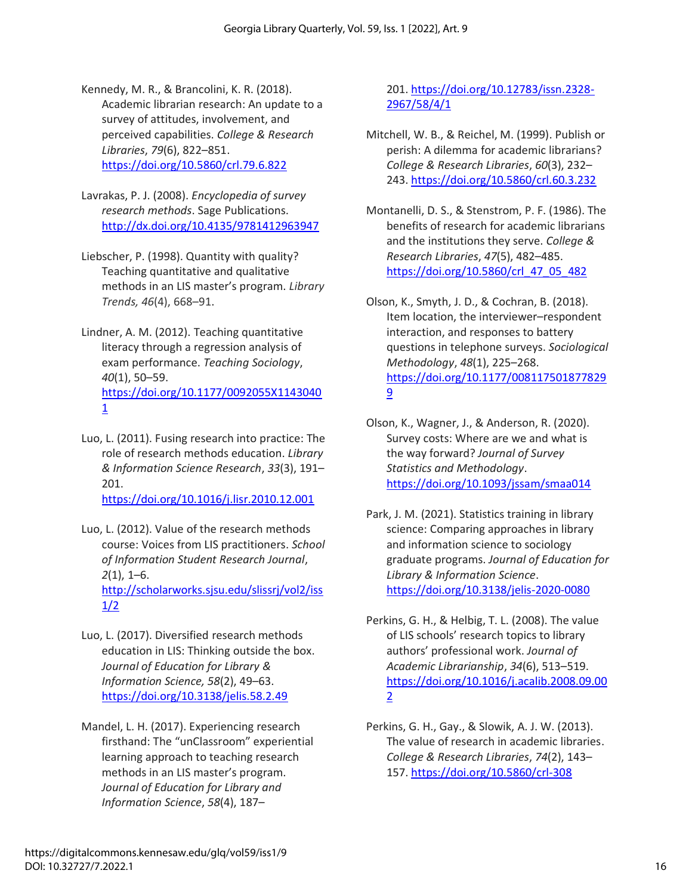Kennedy, M. R., & Brancolini, K. R. (2018). Academic librarian research: An update to a survey of attitudes, involvement, and perceived capabilities. *College & Research Libraries*, *79*(6), 822–851. https://doi.org/10.5860/crl.79.6.822

Lavrakas, P. J. (2008). *Encyclopedia of survey research methods*. Sage Publications. http://dx.doi.org/10.4135/9781412963947

Liebscher, P. (1998). Quantity with quality? Teaching quantitative and qualitative methods in an LIS master's program. *Library Trends, 46*(4), 668–91.

Lindner, A. M. (2012). Teaching quantitative literacy through a regression analysis of exam performance. *Teaching Sociology*, *40*(1), 50–59. https://doi.org/10.1177/0092055X11430401

Luo, L. (2011). Fusing research into practice: The role of research methods education. *Library & Information Science Research*, *33*(3), 191–201. https://doi.org/10.1016/j.lisr.2010.12.001

Luo, L. (2012). Value of the research methods course: Voices from LIS practitioners. *School of Information Student Research Journal*, *2*(1), 1–6. http://scholarworks.sjsu.edu/slissrj/vol2/iss1/2

Luo, L. (2017). Diversified research methods education in LIS: Thinking outside the box. *Journal of Education for Library & Information Science, 58*(2), 49–63. https://doi.org/10.3138/jelis.58.2.49

Mandel, L. H. (2017). Experiencing research firsthand: The "unClassroom" experiential learning approach to teaching research methods in an LIS master's program. *Journal of Education for Library and Information Science*, *58*(4), 187–201. https://doi.org/10.12783/issn.2328-2967/58/4/1

Mitchell, W. B., & Reichel, M. (1999). Publish or perish: A dilemma for academic librarians? *College & Research Libraries*, *60*(3), 232–243. https://doi.org/10.5860/crl.60.3.232

Montanelli, D. S., & Stenstrom, P. F. (1986). The benefits of research for academic librarians and the institutions they serve. *College & Research Libraries*, *47*(5), 482–485. https://doi.org/10.5860/crl_47_05_482

Olson, K., Smyth, J. D., & Cochran, B. (2018). Item location, the interviewer–respondent interaction, and responses to battery questions in telephone surveys. *Sociological Methodology*, *48*(1), 225–268. https://doi.org/10.1177/0081175018778299

Olson, K., Wagner, J., & Anderson, R. (2020). Survey costs: Where are we and what is the way forward? *Journal of Survey Statistics and Methodology*. https://doi.org/10.1093/jssam/smaa014

Park, J. M. (2021). Statistics training in library science: Comparing approaches in library and information science to sociology graduate programs. *Journal of Education for Library & Information Science*. https://doi.org/10.3138/jelis-2020-0080

Perkins, G. H., & Helbig, T. L. (2008). The value of LIS schools' research topics to library authors' professional work. *Journal of Academic Librarianship*, *34*(6), 513–519. https://doi.org/10.1016/j.acalib.2008.09.002

Perkins, G. H., Gay., & Slowik, A. J. W. (2013). The value of research in academic libraries. *College & Research Libraries*, *74*(2), 143–157. https://doi.org/10.5860/crl-308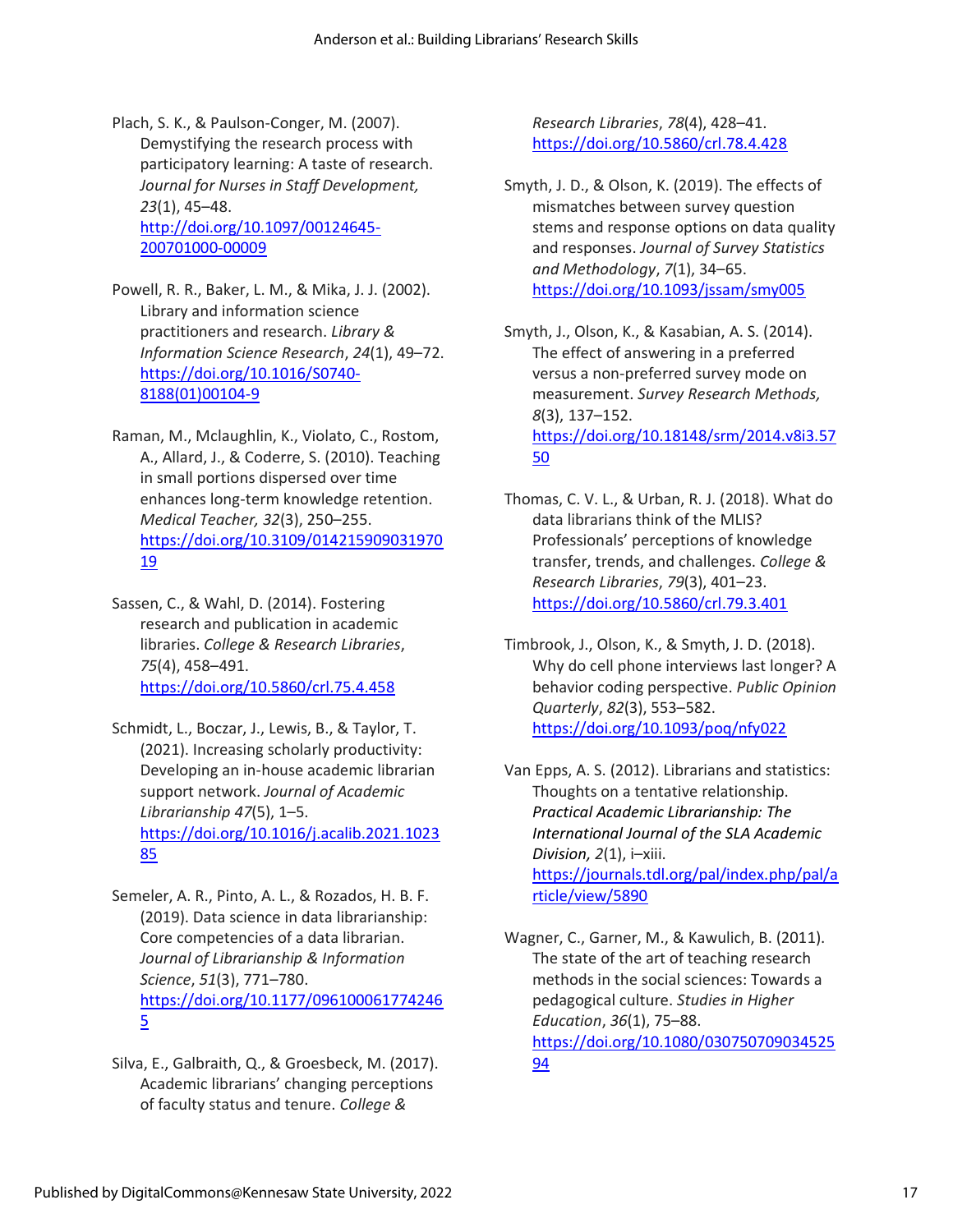Plach, S. K., & Paulson-Conger, M. (2007). Demystifying the research process with participatory learning: A taste of research. *Journal for Nurses in Staff Development, 23*(1), 45–48. http://doi.org/10.1097/00124645-200701000-00009

Powell, R. R., Baker, L. M., & Mika, J. J. (2002). Library and information science practitioners and research. *Library & Information Science Research*, *24*(1), 49–72. https://doi.org/10.1016/S0740-8188(01)00104-9

Raman, M., Mclaughlin, K., Violato, C., Rostom, A., Allard, J., & Coderre, S. (2010). Teaching in small portions dispersed over time enhances long-term knowledge retention. *Medical Teacher, 32*(3), 250–255. https://doi.org/10.3109/01421590903197019

Sassen, C., & Wahl, D. (2014). Fostering research and publication in academic libraries. *College & Research Libraries*, *75*(4), 458–491. https://doi.org/10.5860/crl.75.4.458

Schmidt, L., Boczar, J., Lewis, B., & Taylor, T. (2021). Increasing scholarly productivity: Developing an in-house academic librarian support network. *Journal of Academic Librarianship 47*(5), 1–5. https://doi.org/10.1016/j.acalib.2021.102385

Semeler, A. R., Pinto, A. L., & Rozados, H. B. F. (2019). Data science in data librarianship: Core competencies of a data librarian. *Journal of Librarianship & Information Science*, *51*(3), 771–780. https://doi.org/10.1177/0961000617742465

Silva, E., Galbraith, Q., & Groesbeck, M. (2017). Academic librarians' changing perceptions of faculty status and tenure. *College & Research Libraries*, *78*(4), 428–41. https://doi.org/10.5860/crl.78.4.428

Smyth, J. D., & Olson, K. (2019). The effects of mismatches between survey question stems and response options on data quality and responses. *Journal of Survey Statistics and Methodology*, *7*(1), 34–65. https://doi.org/10.1093/jssam/smy005

Smyth, J., Olson, K., & Kasabian, A. S. (2014). The effect of answering in a preferred versus a non-preferred survey mode on measurement. *Survey Research Methods, 8*(3), 137–152. https://doi.org/10.18148/srm/2014.v8i3.5750

Thomas, C. V. L., & Urban, R. J. (2018). What do data librarians think of the MLIS? Professionals' perceptions of knowledge transfer, trends, and challenges. *College & Research Libraries*, *79*(3), 401–23. https://doi.org/10.5860/crl.79.3.401

Timbrook, J., Olson, K., & Smyth, J. D. (2018). Why do cell phone interviews last longer? A behavior coding perspective. *Public Opinion Quarterly*, *82*(3), 553–582. https://doi.org/10.1093/poq/nfy022

Van Epps, A. S. (2012). Librarians and statistics: Thoughts on a tentative relationship. *Practical Academic Librarianship: The International Journal of the SLA Academic Division, 2*(1), i–xiii. https://journals.tdl.org/pal/index.php/pal/article/view/5890

Wagner, C., Garner, M., & Kawulich, B. (2011). The state of the art of teaching research methods in the social sciences: Towards a pedagogical culture. *Studies in Higher Education*, *36*(1), 75–88. https://doi.org/10.1080/03075070903452594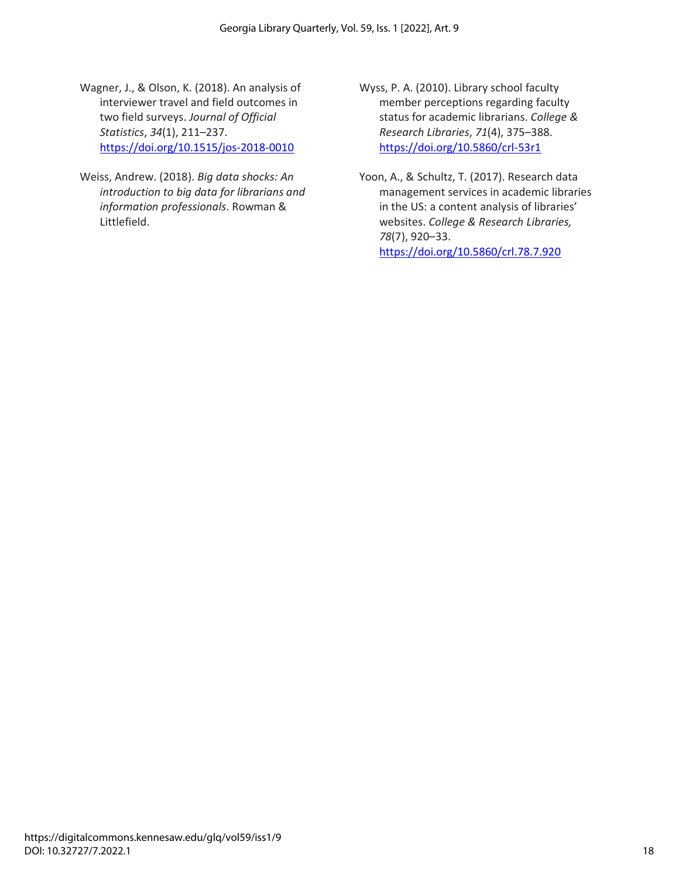Wagner, J., & Olson, K. (2018). An analysis of interviewer travel and field outcomes in two field surveys. *Journal of Official Statistics*, *34*(1), 211–237. https://doi.org/10.1515/jos-2018-0010

Weiss, Andrew. (2018). *Big data shocks: An introduction to big data for librarians and information professionals*. Rowman & Littlefield.

Wyss, P. A. (2010). Library school faculty member perceptions regarding faculty status for academic librarians. *College & Research Libraries*, *71*(4), 375–388. https://doi.org/10.5860/crl-53r1

Yoon, A., & Schultz, T. (2017). Research data management services in academic libraries in the US: a content analysis of libraries' websites. *College & Research Libraries, 78*(7), 920–33. https://doi.org/10.5860/crl.78.7.920